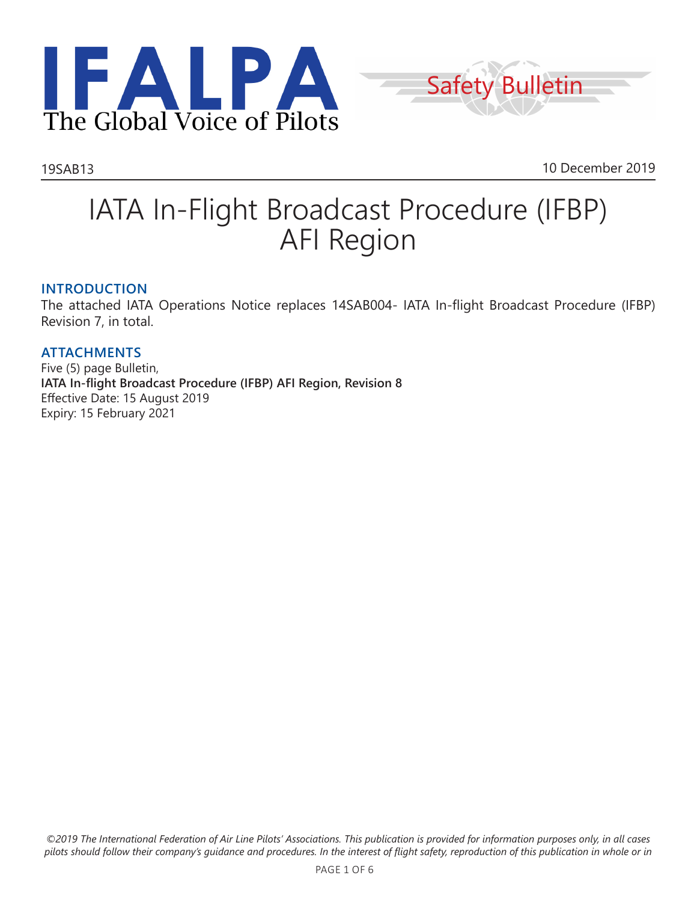IFALPA

The Global Voice of Pilots

Safety Bulletin

19SAB13

10 December 2019

# IATA In-Flight Broadcast Procedure (IFBP) AFI Region

## INTRODUCTION

The attached IATA Operations Notice replaces 14SAB004- IATA In-flight Broadcast Procedure (IFBP) Revision 7, in total.

## ATTACHMENTS

Five (5) page Bulletin,
**IATA In-flight Broadcast Procedure (IFBP) AFI Region, Revision 8**
Effective Date: 15 August 2019
Expiry: 15 February 2021

*©2019 The International Federation of Air Line Pilots' Associations. This publication is provided for information purposes only, in all cases pilots should follow their company's guidance and procedures. In the interest of flight safety, reproduction of this publication in whole or in*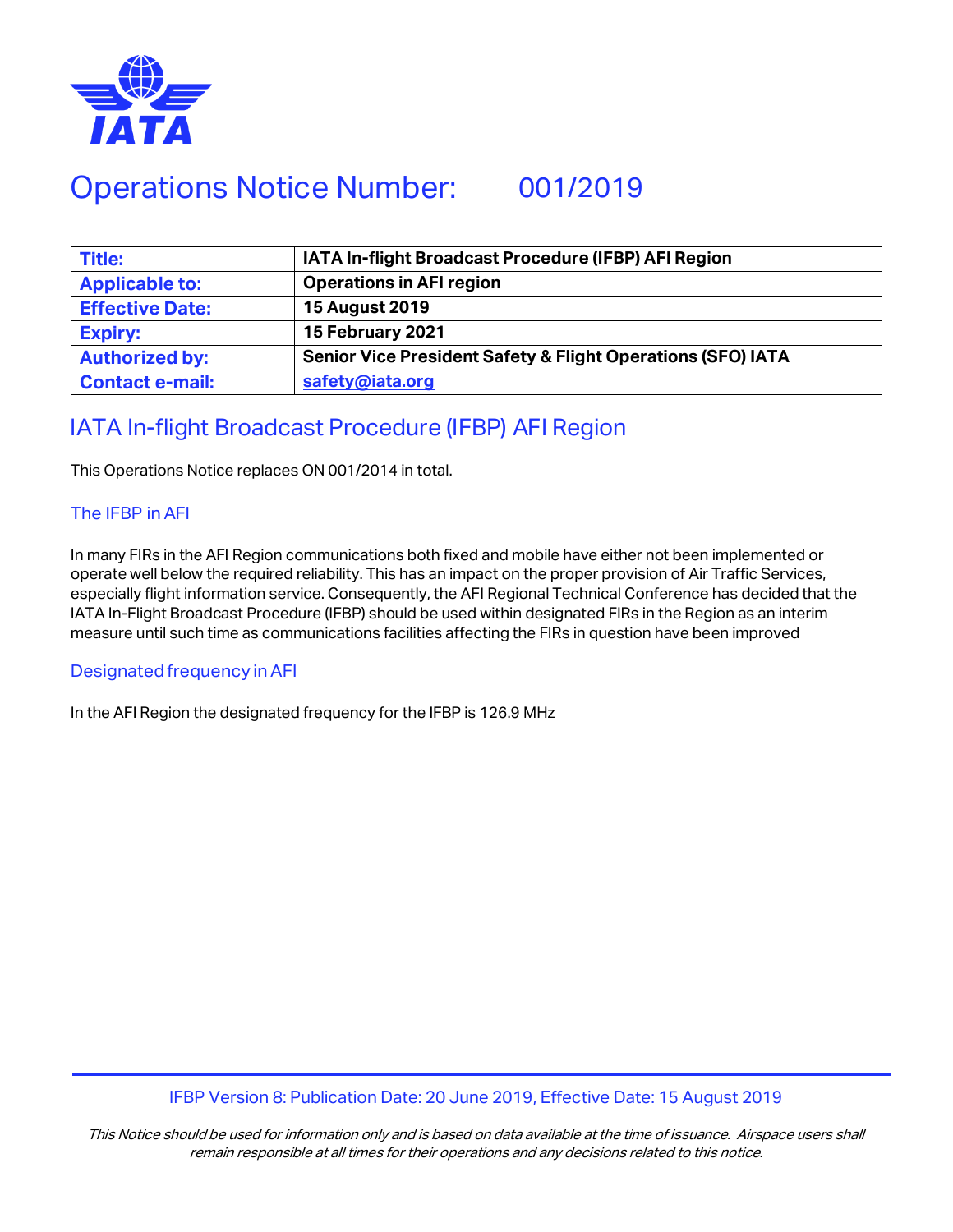# Operations Notice Number: 001/2019

| **Title:** | **IATA In-flight Broadcast Procedure (IFBP) AFI Region** |
|---|---|
| **Applicable to:** | **Operations in AFI region** |
| **Effective Date:** | **15 August 2019** |
| **Expiry:** | **15 February 2021** |
| **Authorized by:** | **Senior Vice President Safety & Flight Operations (SFO) IATA** |
| **Contact e-mail:** | **safety@iata.org** |

## IATA In-flight Broadcast Procedure (IFBP) AFI Region

This Operations Notice replaces ON 001/2014 in total.

### The IFBP in AFI

In many FIRs in the AFI Region communications both fixed and mobile have either not been implemented or operate well below the required reliability. This has an impact on the proper provision of Air Traffic Services, especially flight information service. Consequently, the AFI Regional Technical Conference has decided that the IATA In-Flight Broadcast Procedure (IFBP) should be used within designated FIRs in the Region as an interim measure until such time as communications facilities affecting the FIRs in question have been improved

### Designated frequency in AFI

In the AFI Region the designated frequency for the IFBP is 126.9 MHz

IFBP Version 8: Publication Date: 20 June 2019, Effective Date: 15 August 2019

*This Notice should be used for information only and is based on data available at the time of issuance. Airspace users shall remain responsible at all times for their operations and any decisions related to this notice.*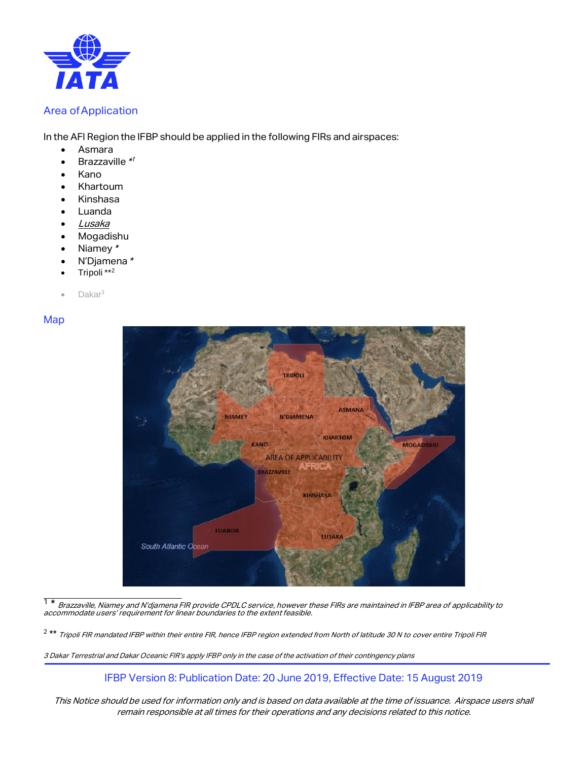## Area of Application

In the AFI Region the IFBP should be applied in the following FIRs and airspaces:

- Asmara
- Brazzaville *[1]
- Kano
- Khartoum
- Kinshasa
- Luanda
- *Lusaka*
- Mogadishu
- Niamey *
- N'Djamena *
- Tripoli **[2]
- Dakar[3]

## Map

[1] * *Brazzaville, Niamey and N'djamena FIR provide CPDLC service, however these FIRs are maintained in IFBP area of applicability to accommodate users' requirement for linear boundaries to the extent feasible.*

[2] ** *Tripoli FIR mandated IFBP within their entire FIR, hence IFBP region extended from North of latitude 30 N to cover entire Tripoli FIR*

*3 Dakar Terrestrial and Dakar Oceanic FIR's apply IFBP only in the case of the activation of their contingency plans*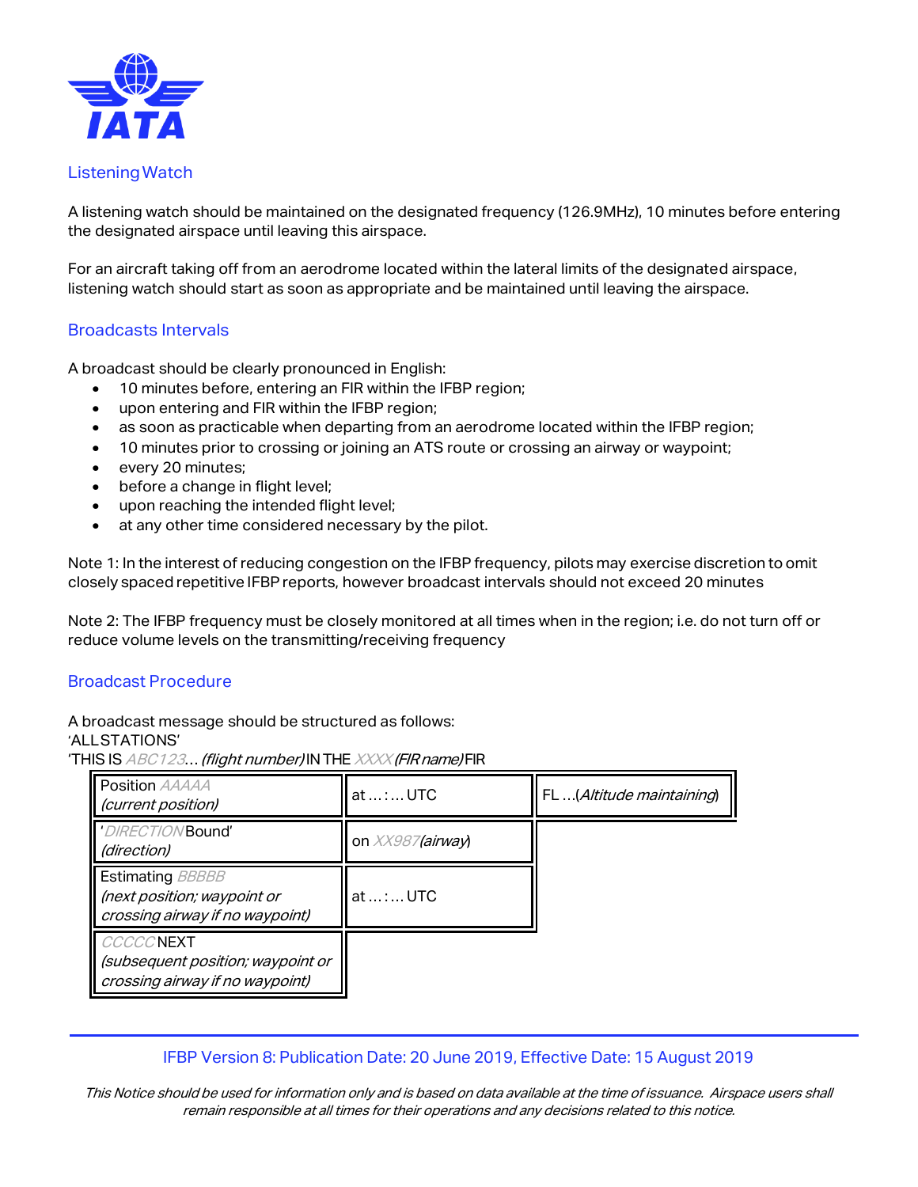## Listening Watch

A listening watch should be maintained on the designated frequency (126.9MHz), 10 minutes before entering the designated airspace until leaving this airspace.

For an aircraft taking off from an aerodrome located within the lateral limits of the designated airspace, listening watch should start as soon as appropriate and be maintained until leaving the airspace.

## Broadcasts Intervals

A broadcast should be clearly pronounced in English:

- 10 minutes before, entering an FIR within the IFBP region;
- upon entering and FIR within the IFBP region;
- as soon as practicable when departing from an aerodrome located within the IFBP region;
- 10 minutes prior to crossing or joining an ATS route or crossing an airway or waypoint;
- every 20 minutes;
- before a change in flight level;
- upon reaching the intended flight level;
- at any other time considered necessary by the pilot.

Note 1: In the interest of reducing congestion on the IFBP frequency, pilots may exercise discretion to omit closely spaced repetitive IFBP reports, however broadcast intervals should not exceed 20 minutes

Note 2: The IFBP frequency must be closely monitored at all times when in the region; i.e. do not turn off or reduce volume levels on the transmitting/receiving frequency

## Broadcast Procedure

A broadcast message should be structured as follows:
'ALL STATIONS'
'THIS IS *ABC123*… *(flight number)* IN THE *XXXX* *(FIR name)* FIR

| | | |
|---|---|---|
| Position *AAAAA* *(current position)* | at … : … UTC | FL …(*Altitude maintaining*) |
| '*DIRECTION* Bound' *(direction)* | on *XX987* *(airway)* | |
| Estimating *BBBBB* *(next position; waypoint or crossing airway if no waypoint)* | at … : … UTC | |
| *CCCCC* NEXT *(subsequent position; waypoint or crossing airway if no waypoint)* | | |

IFBP Version 8: Publication Date: 20 June 2019, Effective Date: 15 August 2019

*This Notice should be used for information only and is based on data available at the time of issuance. Airspace users shall remain responsible at all times for their operations and any decisions related to this notice.*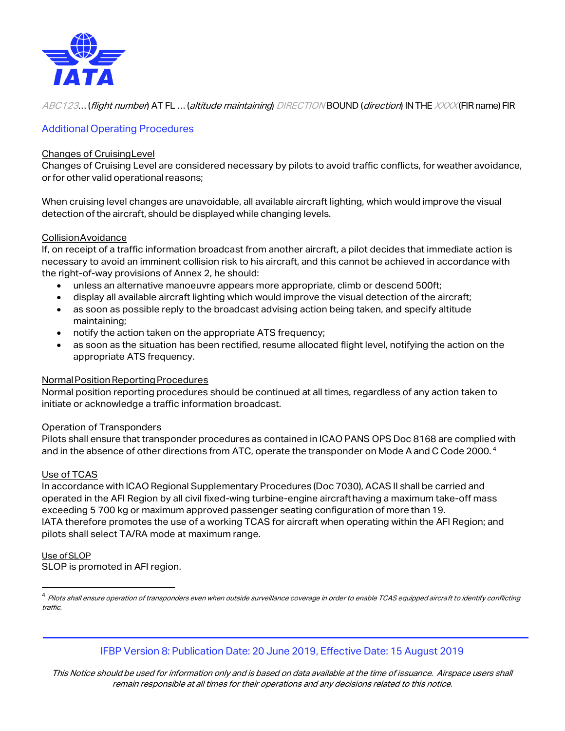ABC123… (*flight number*) AT FL … (*altitude maintaining*) DIRECTION BOUND (*direction*) IN THE XXXX (FIR name) FIR

## Additional Operating Procedures

Changes of Cruising Level

Changes of Cruising Level are considered necessary by pilots to avoid traffic conflicts, for weather avoidance, or for other valid operational reasons;

When cruising level changes are unavoidable, all available aircraft lighting, which would improve the visual detection of the aircraft, should be displayed while changing levels.

Collision Avoidance

If, on receipt of a traffic information broadcast from another aircraft, a pilot decides that immediate action is necessary to avoid an imminent collision risk to his aircraft, and this cannot be achieved in accordance with the right-of-way provisions of Annex 2, he should:

- unless an alternative manoeuvre appears more appropriate, climb or descend 500ft;
- display all available aircraft lighting which would improve the visual detection of the aircraft;
- as soon as possible reply to the broadcast advising action being taken, and specify altitude maintaining;
- notify the action taken on the appropriate ATS frequency;
- as soon as the situation has been rectified, resume allocated flight level, notifying the action on the appropriate ATS frequency.

Normal Position Reporting Procedures

Normal position reporting procedures should be continued at all times, regardless of any action taken to initiate or acknowledge a traffic information broadcast.

Operation of Transponders

Pilots shall ensure that transponder procedures as contained in ICAO PANS OPS Doc 8168 are complied with and in the absence of other directions from ATC, operate the transponder on Mode A and C Code 2000. [4]

Use of TCAS

In accordance with ICAO Regional Supplementary Procedures (Doc 7030), ACAS II shall be carried and operated in the AFI Region by all civil fixed-wing turbine-engine aircraft having a maximum take-off mass exceeding 5 700 kg or maximum approved passenger seating configuration of more than 19.
IATA therefore promotes the use of a working TCAS for aircraft when operating within the AFI Region; and pilots shall select TA/RA mode at maximum range.

Use of SLOP

SLOP is promoted in AFI region.

---

[4] *Pilots shall ensure operation of transponders even when outside surveillance coverage in order to enable TCAS equipped aircraft to identify conflicting traffic.*

IFBP Version 8: Publication Date: 20 June 2019, Effective Date: 15 August 2019

*This Notice should be used for information only and is based on data available at the time of issuance. Airspace users shall remain responsible at all times for their operations and any decisions related to this notice.*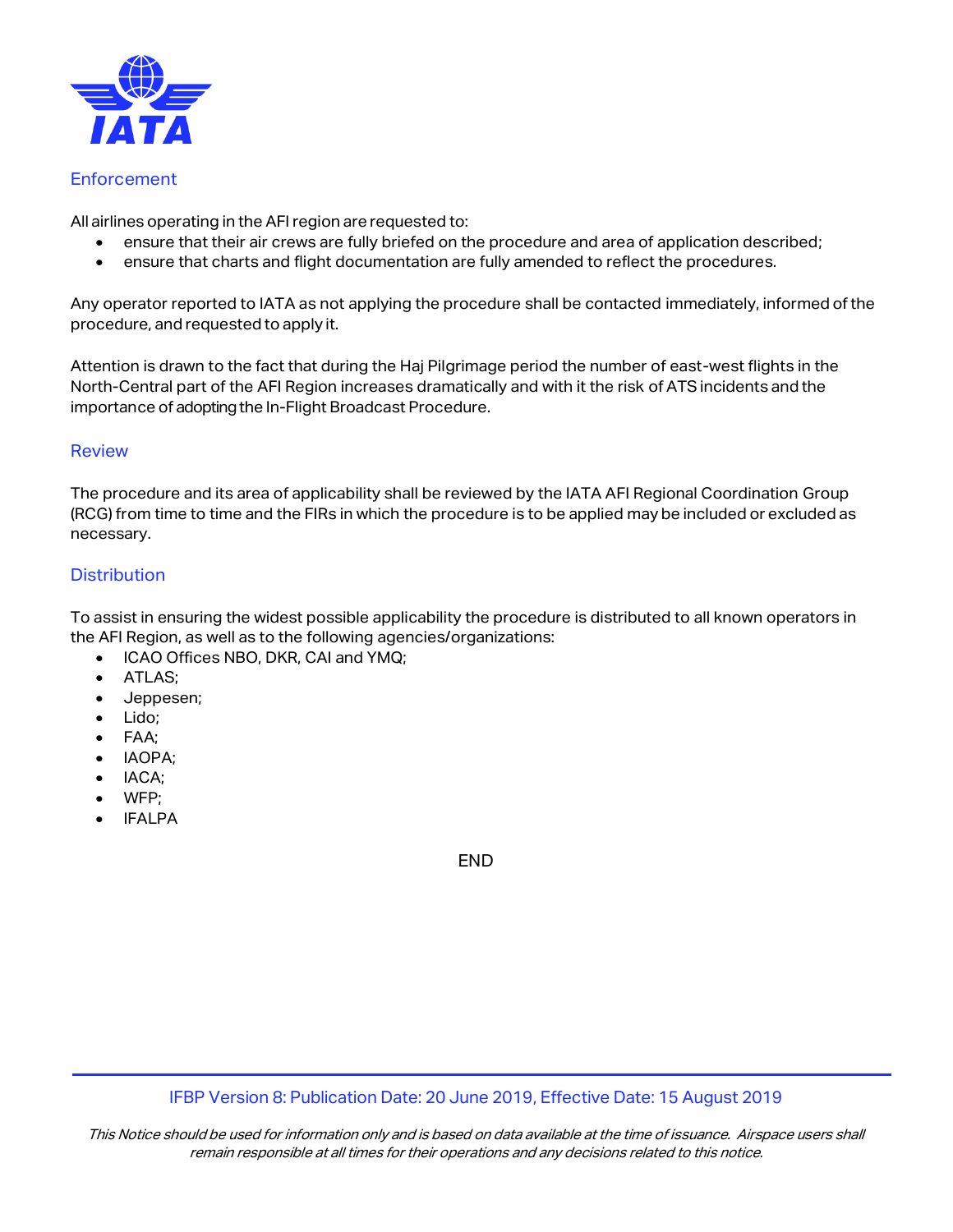## Enforcement

All airlines operating in the AFI region are requested to:

- ensure that their air crews are fully briefed on the procedure and area of application described;
- ensure that charts and flight documentation are fully amended to reflect the procedures.

Any operator reported to IATA as not applying the procedure shall be contacted immediately, informed of the procedure, and requested to apply it.

Attention is drawn to the fact that during the Haj Pilgrimage period the number of east-west flights in the North-Central part of the AFI Region increases dramatically and with it the risk of ATS incidents and the importance of adopting the In-Flight Broadcast Procedure.

## Review

The procedure and its area of applicability shall be reviewed by the IATA AFI Regional Coordination Group (RCG) from time to time and the FIRs in which the procedure is to be applied may be included or excluded as necessary.

## Distribution

To assist in ensuring the widest possible applicability the procedure is distributed to all known operators in the AFI Region, as well as to the following agencies/organizations:

- ICAO Offices NBO, DKR, CAI and YMQ;
- ATLAS;
- Jeppesen;
- Lido;
- FAA;
- IAOPA;
- IACA;
- WFP;
- IFALPA

END

IFBP Version 8: Publication Date: 20 June 2019, Effective Date: 15 August 2019

*This Notice should be used for information only and is based on data available at the time of issuance. Airspace users shall remain responsible at all times for their operations and any decisions related to this notice.*